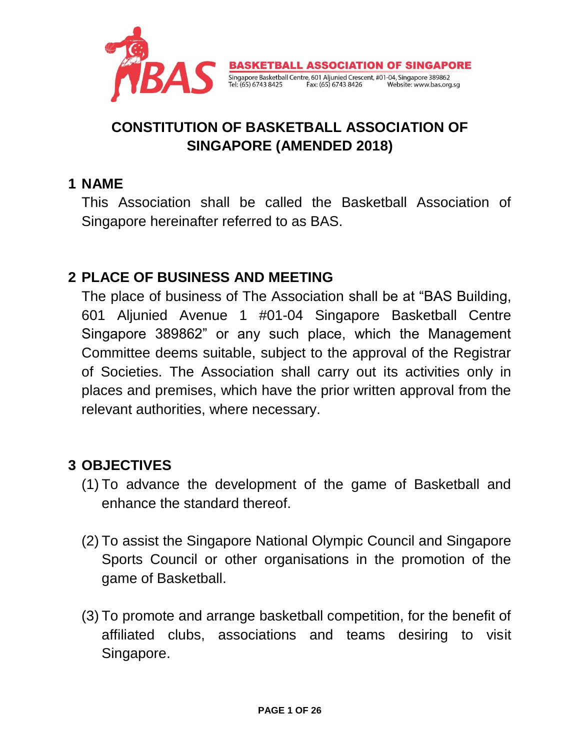BASKETBALL ASSOCIATION OF SINGAPORE

Singapore Basketball Centre, 601 Aljunied Crescent, #01-04, Singapore 389862
Tel: (65) 6743 8425 Fax: (65) 6743 8426 Website: www.bas.org.sg

# CONSTITUTION OF BASKETBALL ASSOCIATION OF SINGAPORE (AMENDED 2018)

## 1 NAME

This Association shall be called the Basketball Association of Singapore hereinafter referred to as BAS.

## 2 PLACE OF BUSINESS AND MEETING

The place of business of The Association shall be at "BAS Building, 601 Aljunied Avenue 1 #01-04 Singapore Basketball Centre Singapore 389862" or any such place, which the Management Committee deems suitable, subject to the approval of the Registrar of Societies. The Association shall carry out its activities only in places and premises, which have the prior written approval from the relevant authorities, where necessary.

## 3 OBJECTIVES

(1) To advance the development of the game of Basketball and enhance the standard thereof.

(2) To assist the Singapore National Olympic Council and Singapore Sports Council or other organisations in the promotion of the game of Basketball.

(3) To promote and arrange basketball competition, for the benefit of affiliated clubs, associations and teams desiring to visit Singapore.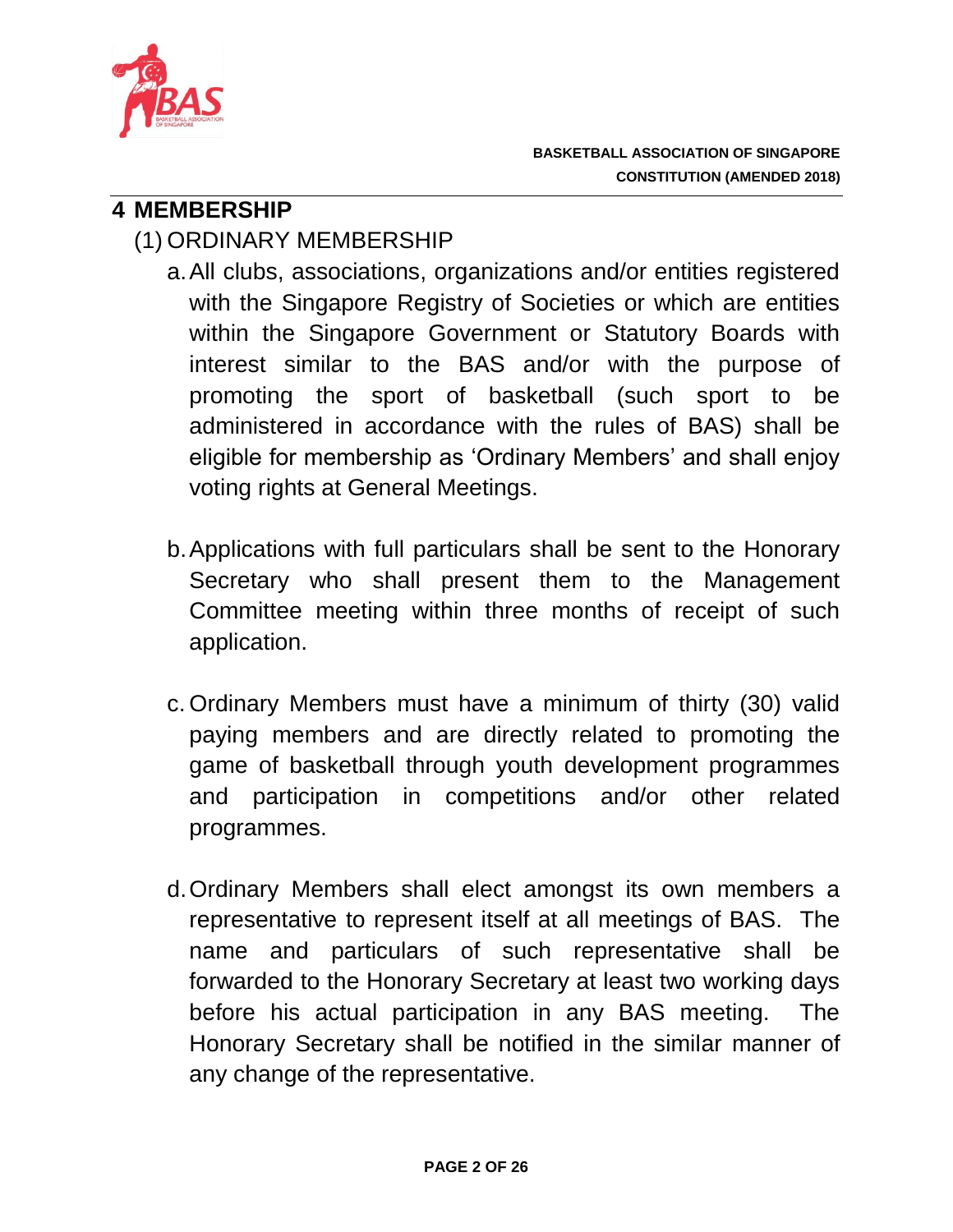# 4 MEMBERSHIP

## (1) ORDINARY MEMBERSHIP

a. All clubs, associations, organizations and/or entities registered with the Singapore Registry of Societies or which are entities within the Singapore Government or Statutory Boards with interest similar to the BAS and/or with the purpose of promoting the sport of basketball (such sport to be administered in accordance with the rules of BAS) shall be eligible for membership as 'Ordinary Members' and shall enjoy voting rights at General Meetings.

b. Applications with full particulars shall be sent to the Honorary Secretary who shall present them to the Management Committee meeting within three months of receipt of such application.

c. Ordinary Members must have a minimum of thirty (30) valid paying members and are directly related to promoting the game of basketball through youth development programmes and participation in competitions and/or other related programmes.

d. Ordinary Members shall elect amongst its own members a representative to represent itself at all meetings of BAS. The name and particulars of such representative shall be forwarded to the Honorary Secretary at least two working days before his actual participation in any BAS meeting. The Honorary Secretary shall be notified in the similar manner of any change of the representative.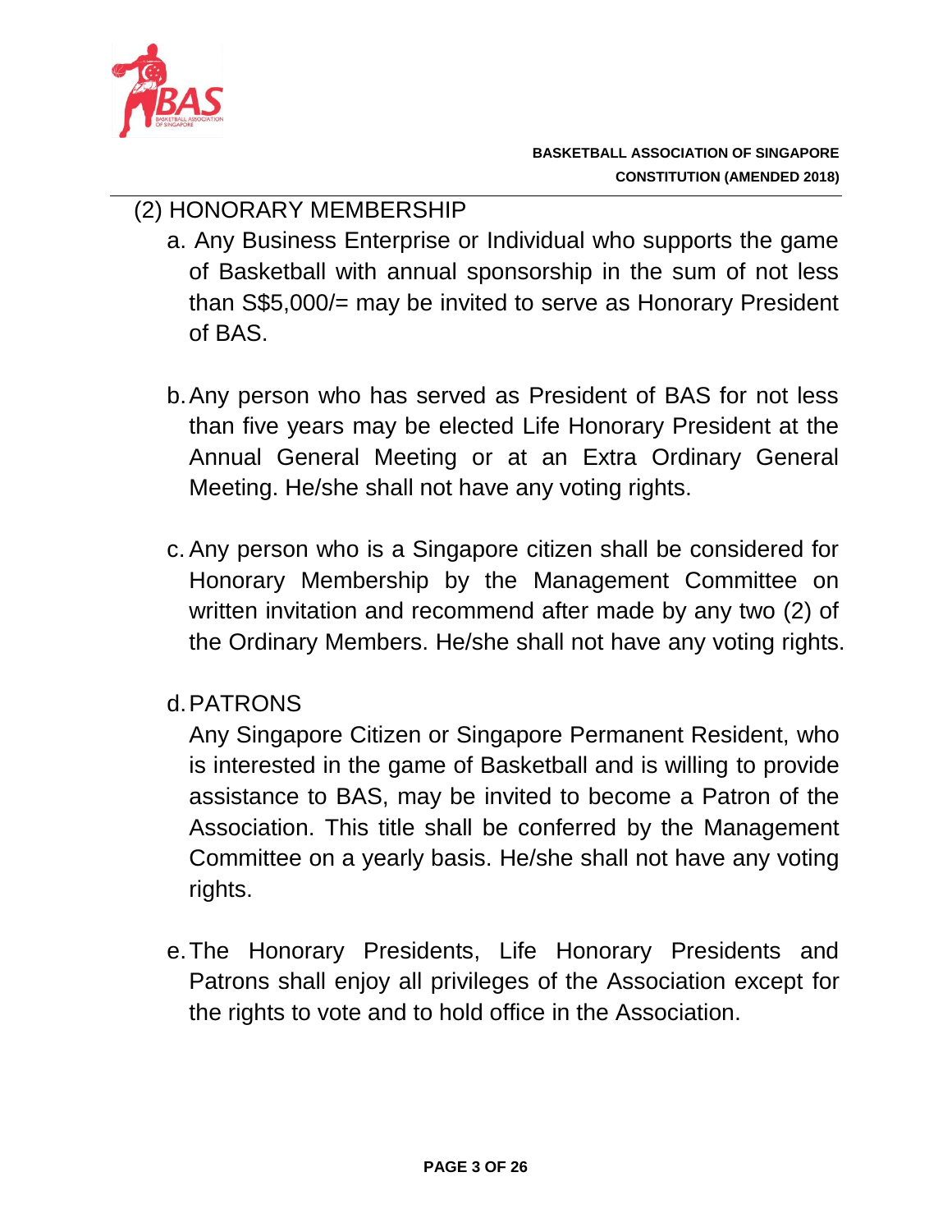(2) HONORARY MEMBERSHIP

a. Any Business Enterprise or Individual who supports the game of Basketball with annual sponsorship in the sum of not less than S$5,000/= may be invited to serve as Honorary President of BAS.

b. Any person who has served as President of BAS for not less than five years may be elected Life Honorary President at the Annual General Meeting or at an Extra Ordinary General Meeting. He/she shall not have any voting rights.

c. Any person who is a Singapore citizen shall be considered for Honorary Membership by the Management Committee on written invitation and recommend after made by any two (2) of the Ordinary Members. He/she shall not have any voting rights.

d. PATRONS

   Any Singapore Citizen or Singapore Permanent Resident, who is interested in the game of Basketball and is willing to provide assistance to BAS, may be invited to become a Patron of the Association. This title shall be conferred by the Management Committee on a yearly basis. He/she shall not have any voting rights.

e. The Honorary Presidents, Life Honorary Presidents and Patrons shall enjoy all privileges of the Association except for the rights to vote and to hold office in the Association.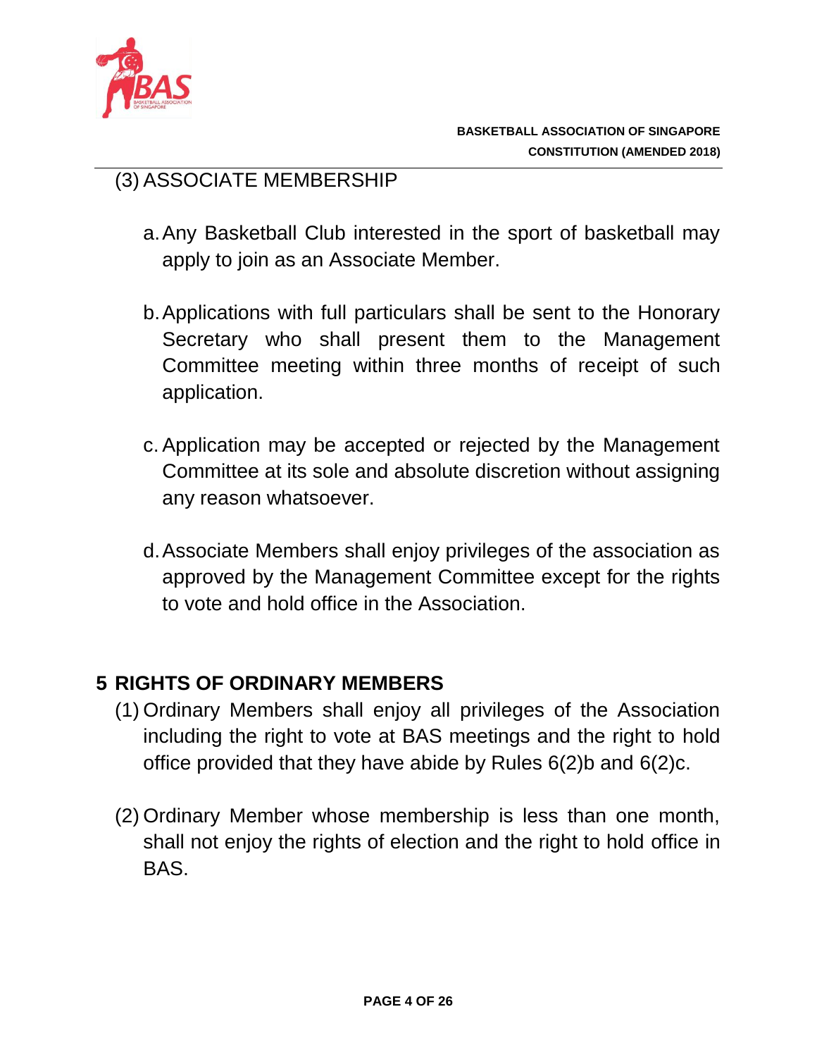(3) ASSOCIATE MEMBERSHIP

a. Any Basketball Club interested in the sport of basketball may apply to join as an Associate Member.

b. Applications with full particulars shall be sent to the Honorary Secretary who shall present them to the Management Committee meeting within three months of receipt of such application.

c. Application may be accepted or rejected by the Management Committee at its sole and absolute discretion without assigning any reason whatsoever.

d. Associate Members shall enjoy privileges of the association as approved by the Management Committee except for the rights to vote and hold office in the Association.

## 5 RIGHTS OF ORDINARY MEMBERS

(1) Ordinary Members shall enjoy all privileges of the Association including the right to vote at BAS meetings and the right to hold office provided that they have abide by Rules 6(2)b and 6(2)c.

(2) Ordinary Member whose membership is less than one month, shall not enjoy the rights of election and the right to hold office in BAS.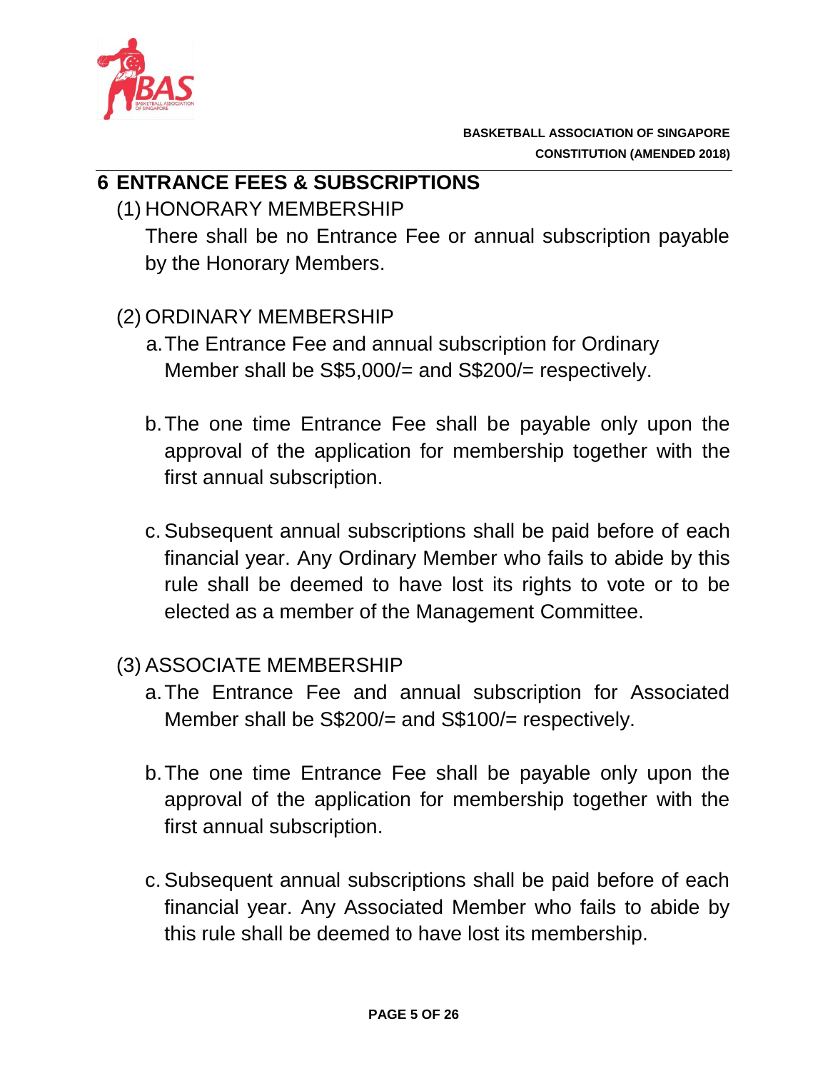## 6 ENTRANCE FEES & SUBSCRIPTIONS

(1) HONORARY MEMBERSHIP

There shall be no Entrance Fee or annual subscription payable by the Honorary Members.

(2) ORDINARY MEMBERSHIP

a. The Entrance Fee and annual subscription for Ordinary Member shall be S$5,000/= and S$200/= respectively.

b. The one time Entrance Fee shall be payable only upon the approval of the application for membership together with the first annual subscription.

c. Subsequent annual subscriptions shall be paid before of each financial year. Any Ordinary Member who fails to abide by this rule shall be deemed to have lost its rights to vote or to be elected as a member of the Management Committee.

(3) ASSOCIATE MEMBERSHIP

a. The Entrance Fee and annual subscription for Associated Member shall be S$200/= and S$100/= respectively.

b. The one time Entrance Fee shall be payable only upon the approval of the application for membership together with the first annual subscription.

c. Subsequent annual subscriptions shall be paid before of each financial year. Any Associated Member who fails to abide by this rule shall be deemed to have lost its membership.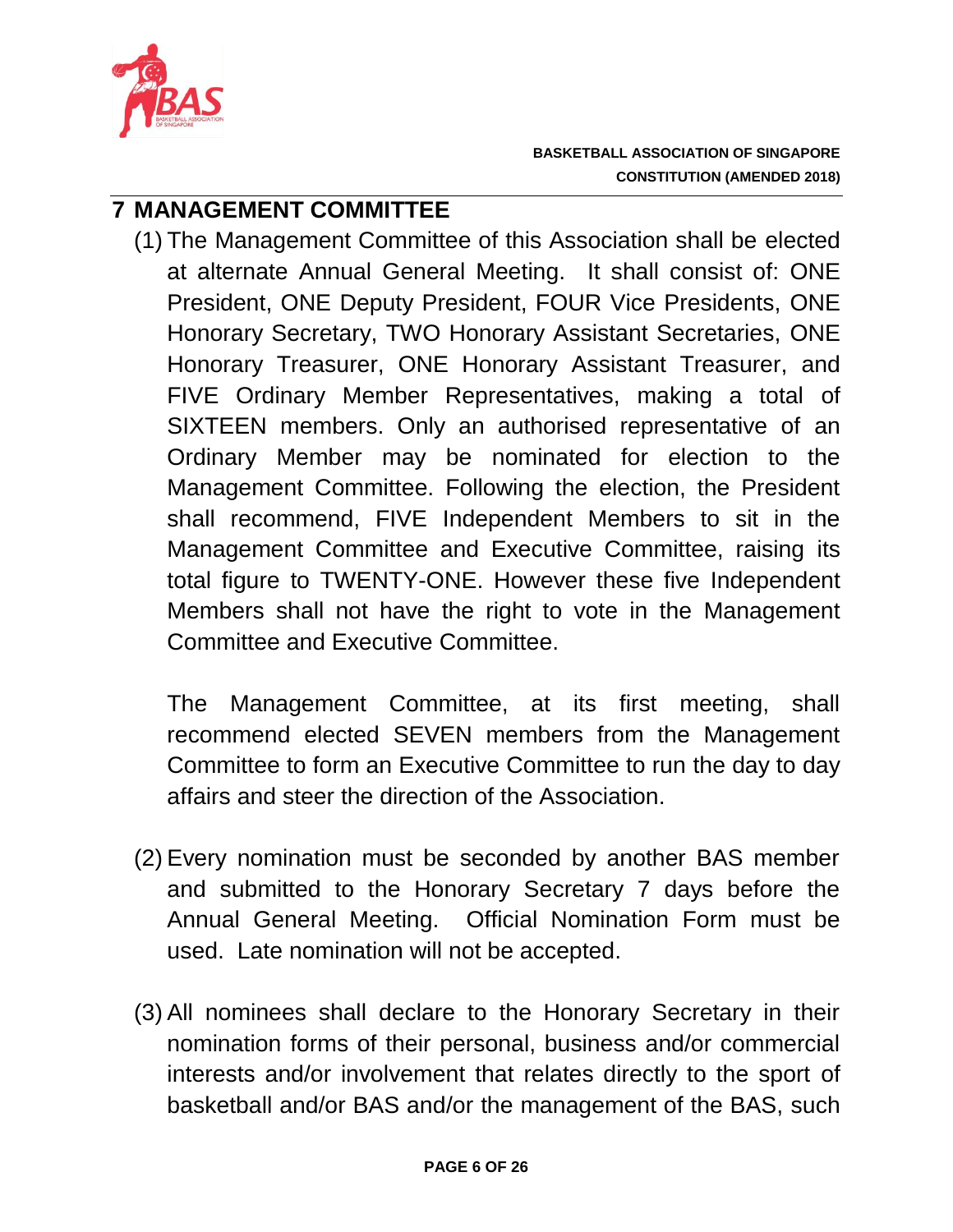## 7 MANAGEMENT COMMITTEE

(1) The Management Committee of this Association shall be elected at alternate Annual General Meeting. It shall consist of: ONE President, ONE Deputy President, FOUR Vice Presidents, ONE Honorary Secretary, TWO Honorary Assistant Secretaries, ONE Honorary Treasurer, ONE Honorary Assistant Treasurer, and FIVE Ordinary Member Representatives, making a total of SIXTEEN members. Only an authorised representative of an Ordinary Member may be nominated for election to the Management Committee. Following the election, the President shall recommend, FIVE Independent Members to sit in the Management Committee and Executive Committee, raising its total figure to TWENTY-ONE. However these five Independent Members shall not have the right to vote in the Management Committee and Executive Committee.

The Management Committee, at its first meeting, shall recommend elected SEVEN members from the Management Committee to form an Executive Committee to run the day to day affairs and steer the direction of the Association.

(2) Every nomination must be seconded by another BAS member and submitted to the Honorary Secretary 7 days before the Annual General Meeting. Official Nomination Form must be used. Late nomination will not be accepted.

(3) All nominees shall declare to the Honorary Secretary in their nomination forms of their personal, business and/or commercial interests and/or involvement that relates directly to the sport of basketball and/or BAS and/or the management of the BAS, such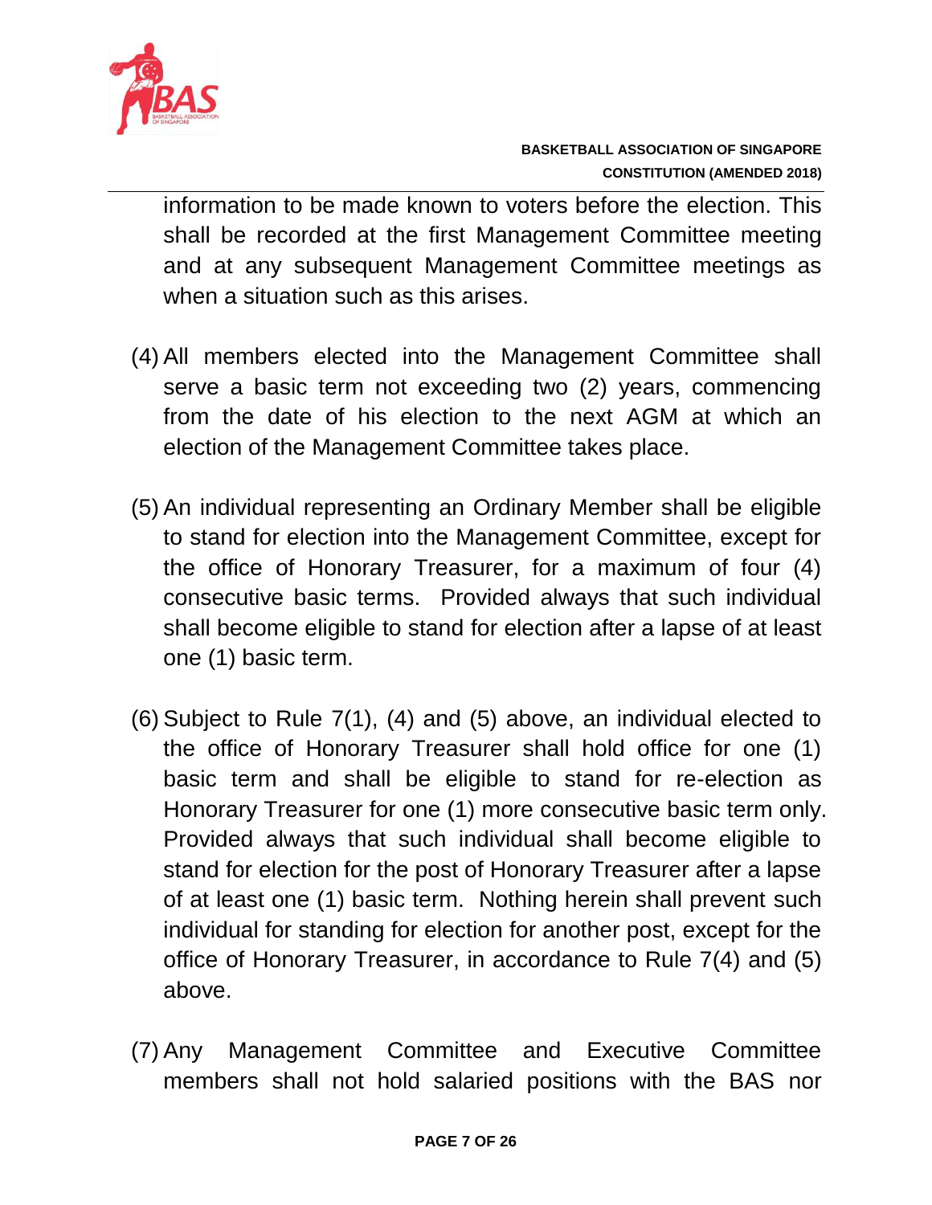information to be made known to voters before the election. This shall be recorded at the first Management Committee meeting and at any subsequent Management Committee meetings as when a situation such as this arises.

(4) All members elected into the Management Committee shall serve a basic term not exceeding two (2) years, commencing from the date of his election to the next AGM at which an election of the Management Committee takes place.

(5) An individual representing an Ordinary Member shall be eligible to stand for election into the Management Committee, except for the office of Honorary Treasurer, for a maximum of four (4) consecutive basic terms. Provided always that such individual shall become eligible to stand for election after a lapse of at least one (1) basic term.

(6) Subject to Rule 7(1), (4) and (5) above, an individual elected to the office of Honorary Treasurer shall hold office for one (1) basic term and shall be eligible to stand for re-election as Honorary Treasurer for one (1) more consecutive basic term only. Provided always that such individual shall become eligible to stand for election for the post of Honorary Treasurer after a lapse of at least one (1) basic term. Nothing herein shall prevent such individual for standing for election for another post, except for the office of Honorary Treasurer, in accordance to Rule 7(4) and (5) above.

(7) Any Management Committee and Executive Committee members shall not hold salaried positions with the BAS nor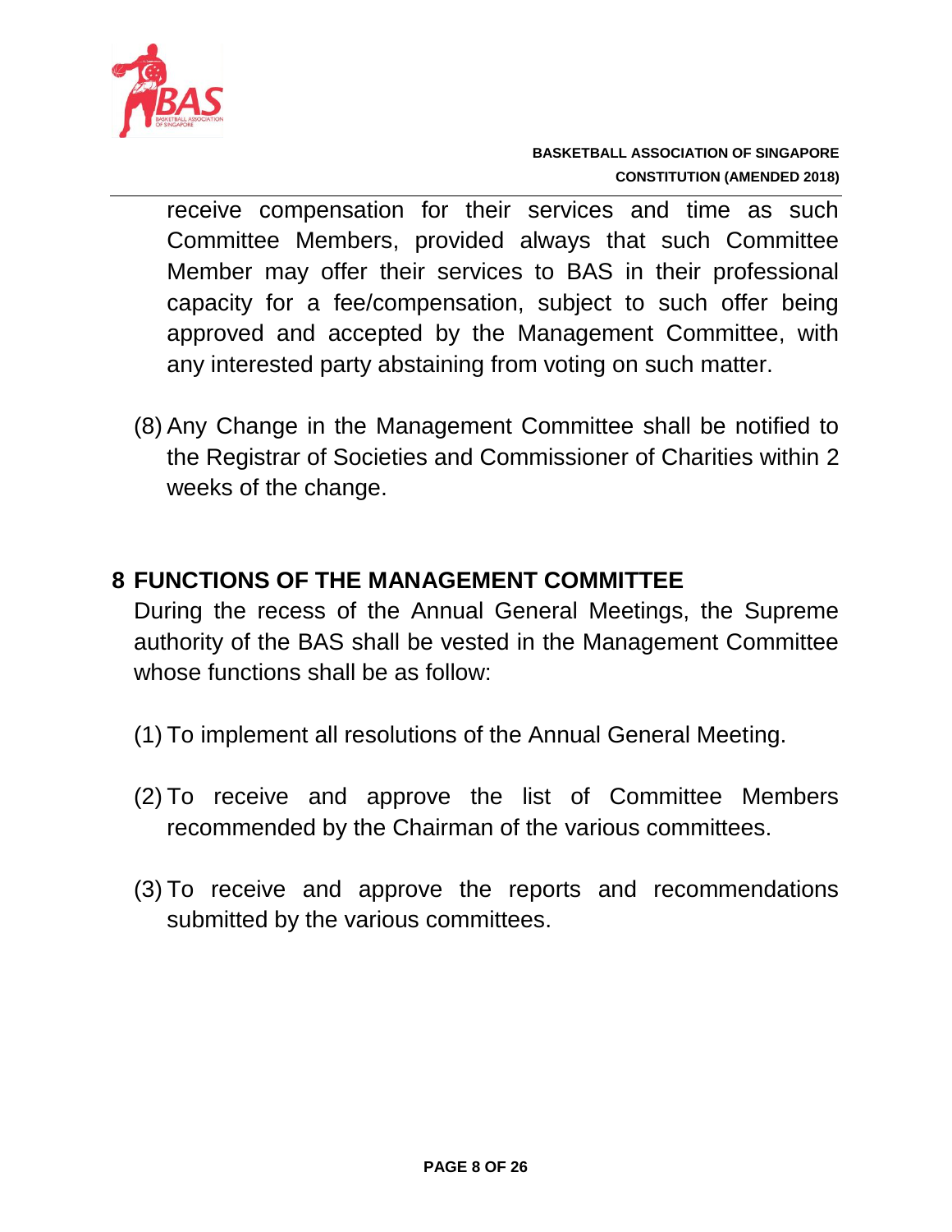receive compensation for their services and time as such Committee Members, provided always that such Committee Member may offer their services to BAS in their professional capacity for a fee/compensation, subject to such offer being approved and accepted by the Management Committee, with any interested party abstaining from voting on such matter.

(8) Any Change in the Management Committee shall be notified to the Registrar of Societies and Commissioner of Charities within 2 weeks of the change.

## 8 FUNCTIONS OF THE MANAGEMENT COMMITTEE

During the recess of the Annual General Meetings, the Supreme authority of the BAS shall be vested in the Management Committee whose functions shall be as follow:

(1) To implement all resolutions of the Annual General Meeting.

(2) To receive and approve the list of Committee Members recommended by the Chairman of the various committees.

(3) To receive and approve the reports and recommendations submitted by the various committees.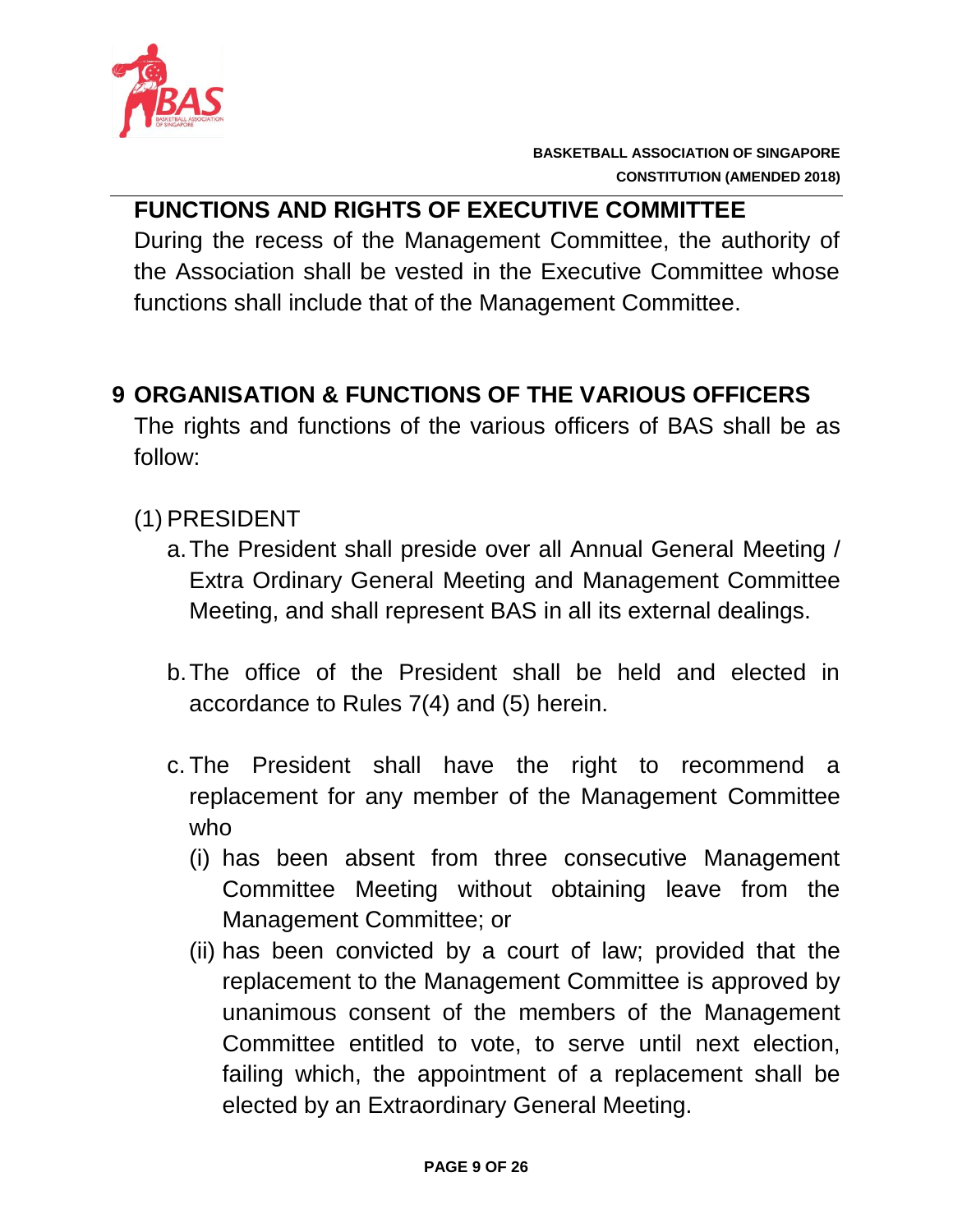**FUNCTIONS AND RIGHTS OF EXECUTIVE COMMITTEE**

During the recess of the Management Committee, the authority of the Association shall be vested in the Executive Committee whose functions shall include that of the Management Committee.

## 9 ORGANISATION & FUNCTIONS OF THE VARIOUS OFFICERS

The rights and functions of the various officers of BAS shall be as follow:

(1) PRESIDENT

a. The President shall preside over all Annual General Meeting / Extra Ordinary General Meeting and Management Committee Meeting, and shall represent BAS in all its external dealings.

b. The office of the President shall be held and elected in accordance to Rules 7(4) and (5) herein.

c. The President shall have the right to recommend a replacement for any member of the Management Committee who

(i) has been absent from three consecutive Management Committee Meeting without obtaining leave from the Management Committee; or

(ii) has been convicted by a court of law; provided that the replacement to the Management Committee is approved by unanimous consent of the members of the Management Committee entitled to vote, to serve until next election, failing which, the appointment of a replacement shall be elected by an Extraordinary General Meeting.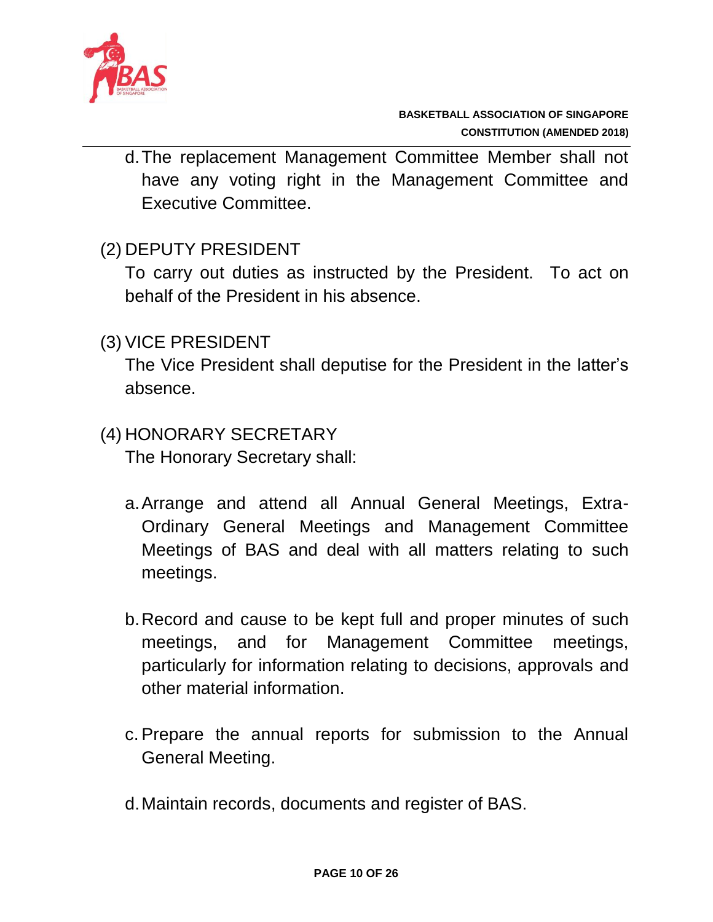d. The replacement Management Committee Member shall not have any voting right in the Management Committee and Executive Committee.

(2) DEPUTY PRESIDENT

To carry out duties as instructed by the President. To act on behalf of the President in his absence.

(3) VICE PRESIDENT

The Vice President shall deputise for the President in the latter's absence.

(4) HONORARY SECRETARY

The Honorary Secretary shall:

a. Arrange and attend all Annual General Meetings, Extra-Ordinary General Meetings and Management Committee Meetings of BAS and deal with all matters relating to such meetings.

b. Record and cause to be kept full and proper minutes of such meetings, and for Management Committee meetings, particularly for information relating to decisions, approvals and other material information.

c. Prepare the annual reports for submission to the Annual General Meeting.

d. Maintain records, documents and register of BAS.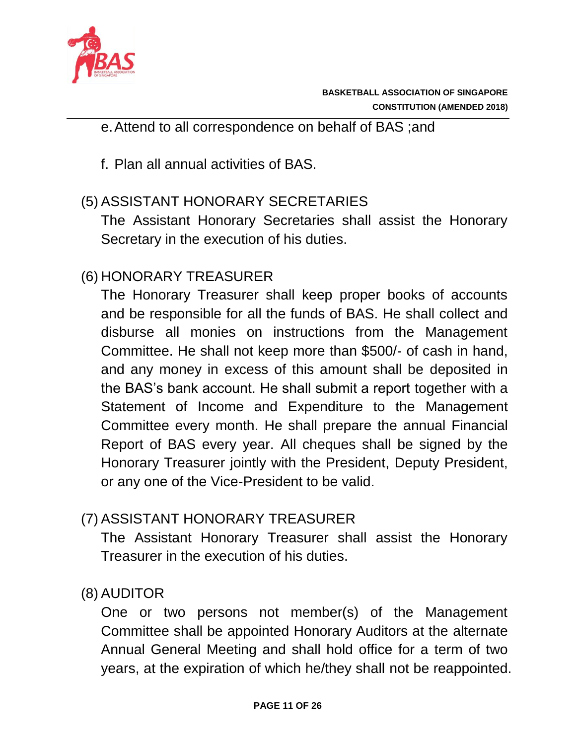e. Attend to all correspondence on behalf of BAS ;and

f. Plan all annual activities of BAS.

(5) ASSISTANT HONORARY SECRETARIES

The Assistant Honorary Secretaries shall assist the Honorary Secretary in the execution of his duties.

(6) HONORARY TREASURER

The Honorary Treasurer shall keep proper books of accounts and be responsible for all the funds of BAS. He shall collect and disburse all monies on instructions from the Management Committee. He shall not keep more than $500/- of cash in hand, and any money in excess of this amount shall be deposited in the BAS's bank account. He shall submit a report together with a Statement of Income and Expenditure to the Management Committee every month. He shall prepare the annual Financial Report of BAS every year. All cheques shall be signed by the Honorary Treasurer jointly with the President, Deputy President, or any one of the Vice-President to be valid.

(7) ASSISTANT HONORARY TREASURER

The Assistant Honorary Treasurer shall assist the Honorary Treasurer in the execution of his duties.

(8) AUDITOR

One or two persons not member(s) of the Management Committee shall be appointed Honorary Auditors at the alternate Annual General Meeting and shall hold office for a term of two years, at the expiration of which he/they shall not be reappointed.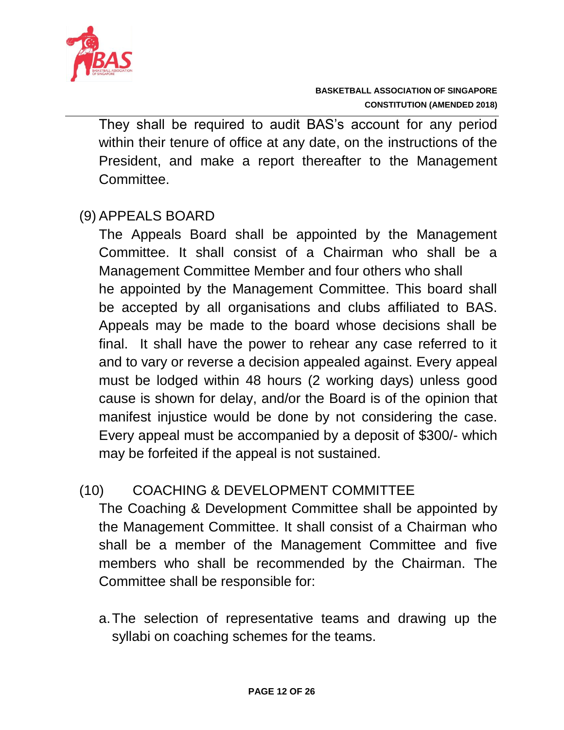They shall be required to audit BAS's account for any period within their tenure of office at any date, on the instructions of the President, and make a report thereafter to the Management Committee.

(9) APPEALS BOARD

The Appeals Board shall be appointed by the Management Committee. It shall consist of a Chairman who shall be a Management Committee Member and four others who shall he appointed by the Management Committee. This board shall be accepted by all organisations and clubs affiliated to BAS. Appeals may be made to the board whose decisions shall be final. It shall have the power to rehear any case referred to it and to vary or reverse a decision appealed against. Every appeal must be lodged within 48 hours (2 working days) unless good cause is shown for delay, and/or the Board is of the opinion that manifest injustice would be done by not considering the case. Every appeal must be accompanied by a deposit of $300/- which may be forfeited if the appeal is not sustained.

(10) COACHING & DEVELOPMENT COMMITTEE

The Coaching & Development Committee shall be appointed by the Management Committee. It shall consist of a Chairman who shall be a member of the Management Committee and five members who shall be recommended by the Chairman. The Committee shall be responsible for:

a. The selection of representative teams and drawing up the syllabi on coaching schemes for the teams.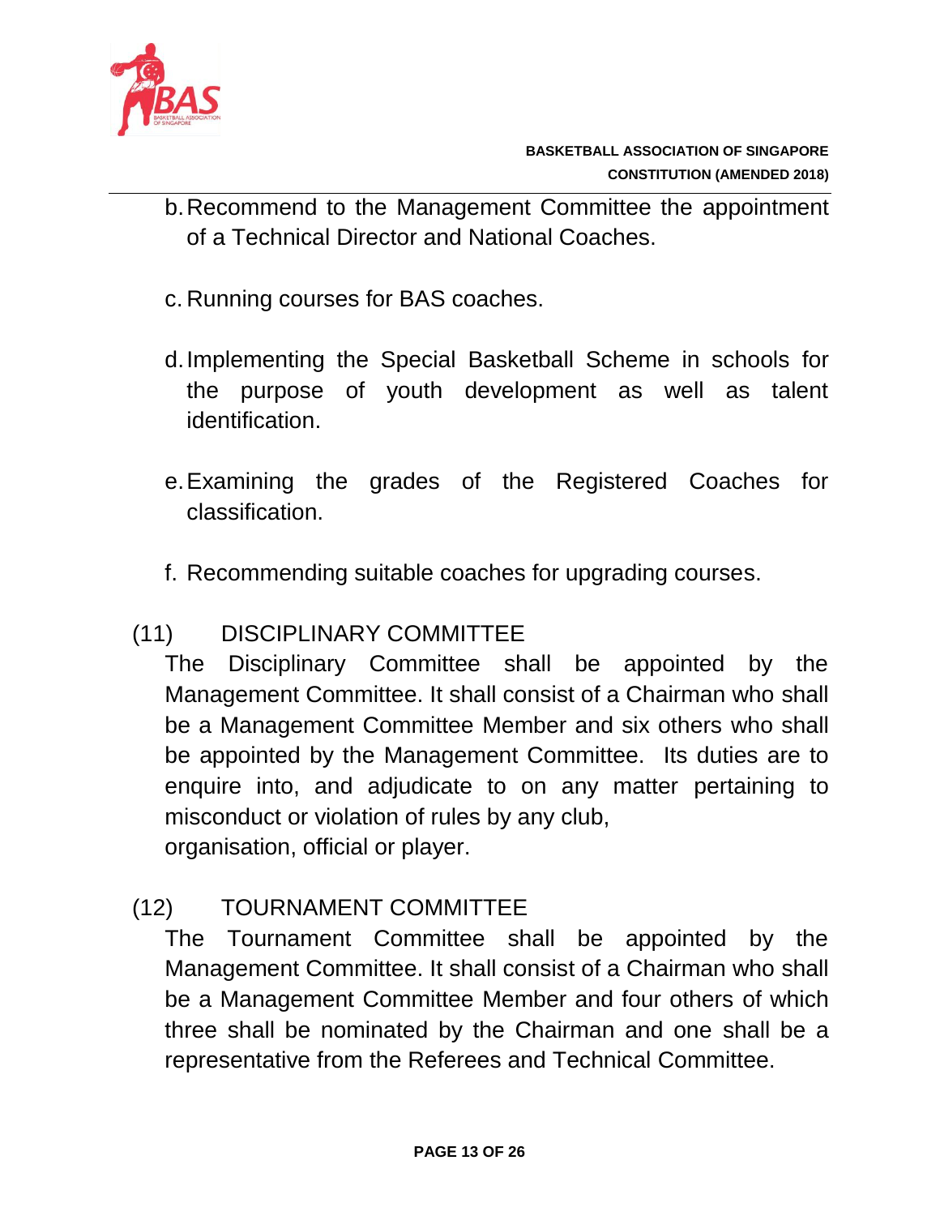b. Recommend to the Management Committee the appointment of a Technical Director and National Coaches.

c. Running courses for BAS coaches.

d. Implementing the Special Basketball Scheme in schools for the purpose of youth development as well as talent identification.

e. Examining the grades of the Registered Coaches for classification.

f. Recommending suitable coaches for upgrading courses.

(11) DISCIPLINARY COMMITTEE

The Disciplinary Committee shall be appointed by the Management Committee. It shall consist of a Chairman who shall be a Management Committee Member and six others who shall be appointed by the Management Committee. Its duties are to enquire into, and adjudicate to on any matter pertaining to misconduct or violation of rules by any club, organisation, official or player.

(12) TOURNAMENT COMMITTEE

The Tournament Committee shall be appointed by the Management Committee. It shall consist of a Chairman who shall be a Management Committee Member and four others of which three shall be nominated by the Chairman and one shall be a representative from the Referees and Technical Committee.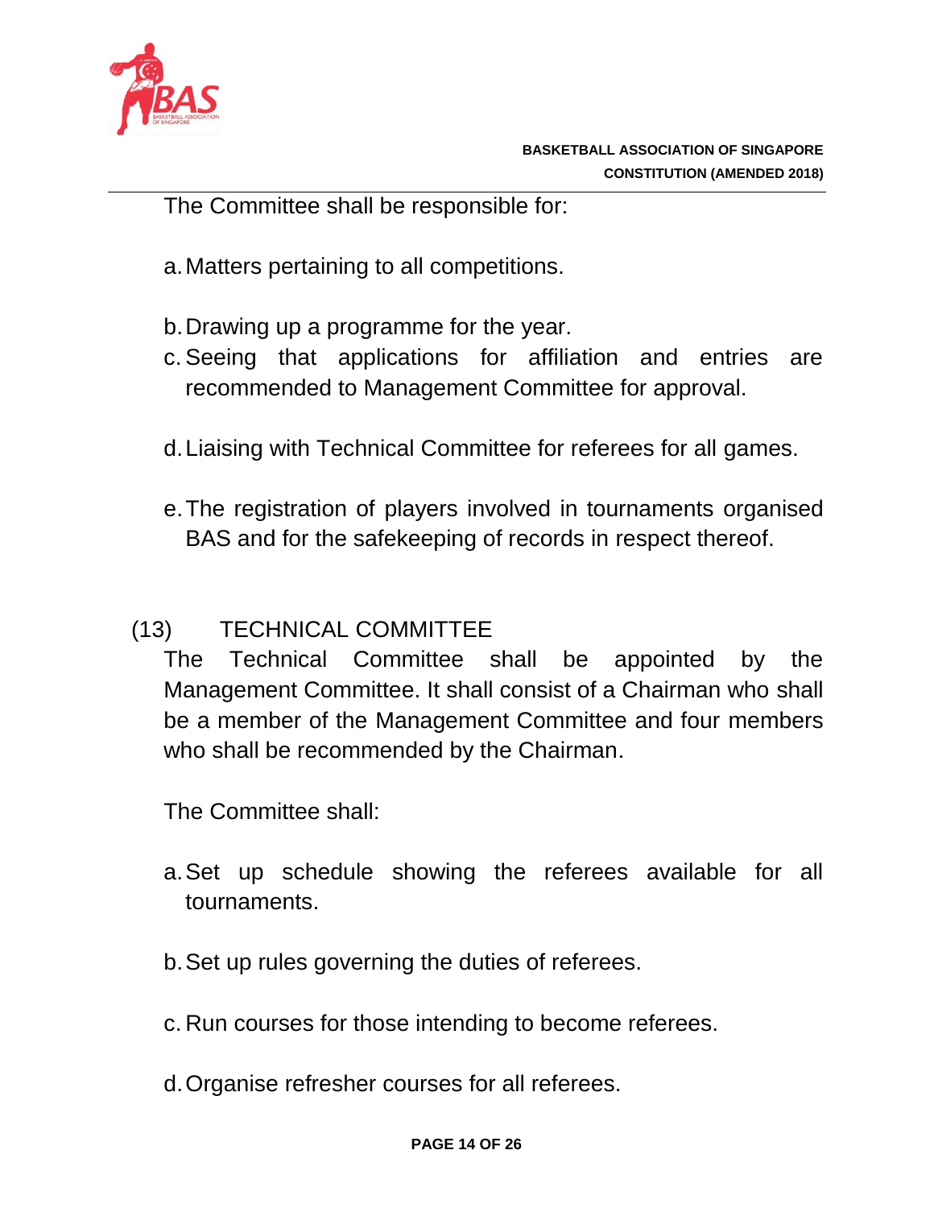The Committee shall be responsible for:

a. Matters pertaining to all competitions.

b. Drawing up a programme for the year.
c. Seeing that applications for affiliation and entries are recommended to Management Committee for approval.

d. Liaising with Technical Committee for referees for all games.

e. The registration of players involved in tournaments organised BAS and for the safekeeping of records in respect thereof.

(13) TECHNICAL COMMITTEE

The Technical Committee shall be appointed by the Management Committee. It shall consist of a Chairman who shall be a member of the Management Committee and four members who shall be recommended by the Chairman.

The Committee shall:

a. Set up schedule showing the referees available for all tournaments.

b. Set up rules governing the duties of referees.

c. Run courses for those intending to become referees.

d. Organise refresher courses for all referees.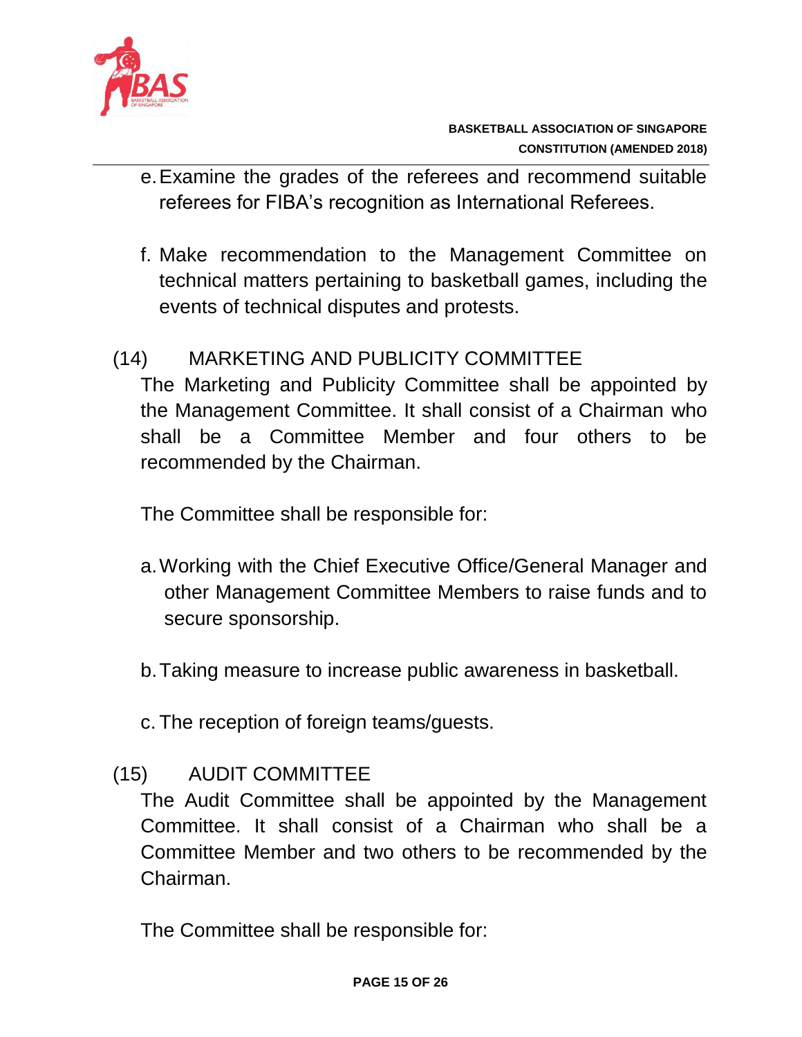e. Examine the grades of the referees and recommend suitable referees for FIBA's recognition as International Referees.

f. Make recommendation to the Management Committee on technical matters pertaining to basketball games, including the events of technical disputes and protests.

(14) MARKETING AND PUBLICITY COMMITTEE

The Marketing and Publicity Committee shall be appointed by the Management Committee. It shall consist of a Chairman who shall be a Committee Member and four others to be recommended by the Chairman.

The Committee shall be responsible for:

a. Working with the Chief Executive Office/General Manager and other Management Committee Members to raise funds and to secure sponsorship.

b. Taking measure to increase public awareness in basketball.

c. The reception of foreign teams/guests.

(15) AUDIT COMMITTEE

The Audit Committee shall be appointed by the Management Committee. It shall consist of a Chairman who shall be a Committee Member and two others to be recommended by the Chairman.

The Committee shall be responsible for: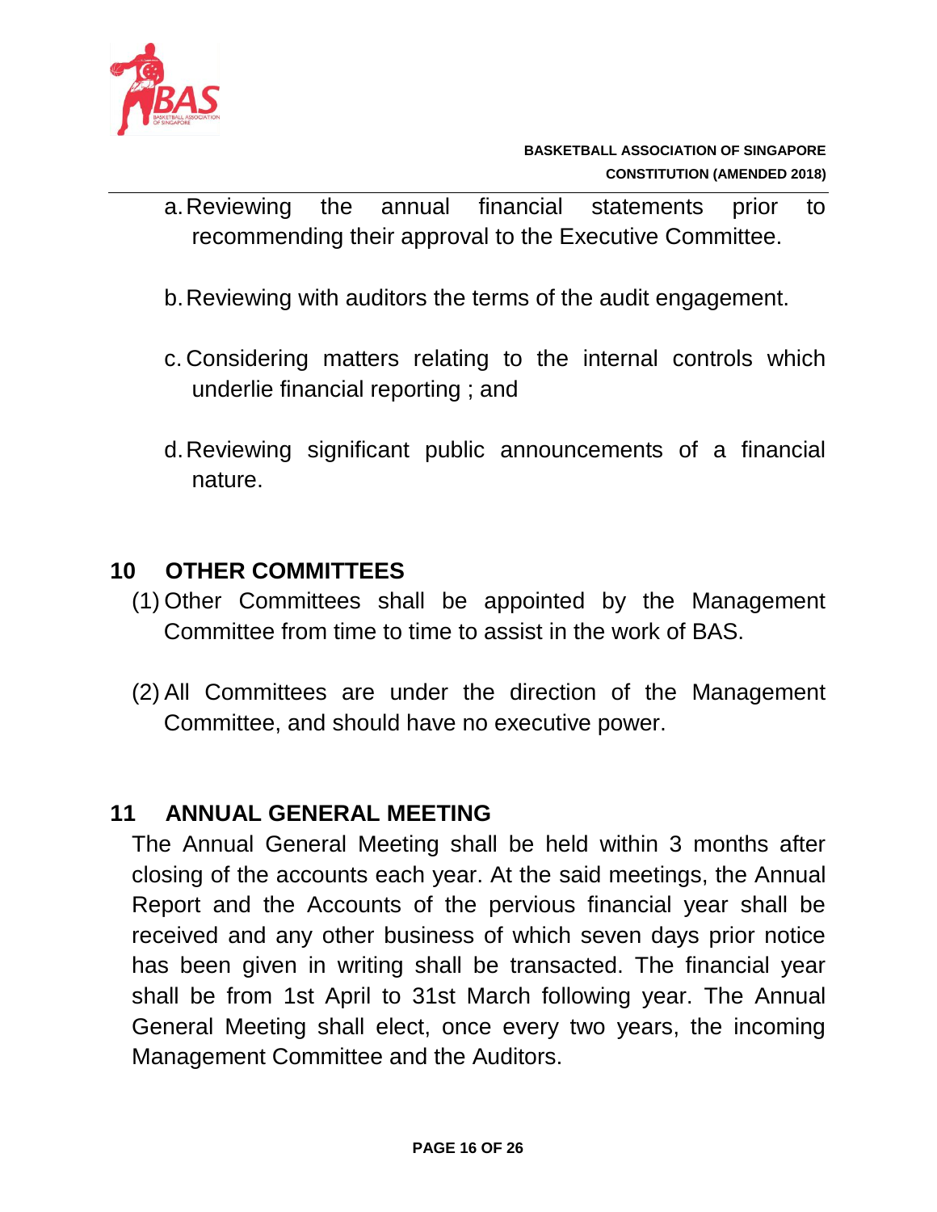a. Reviewing the annual financial statements prior to recommending their approval to the Executive Committee.

b. Reviewing with auditors the terms of the audit engagement.

c. Considering matters relating to the internal controls which underlie financial reporting ; and

d. Reviewing significant public announcements of a financial nature.

## 10 OTHER COMMITTEES

(1) Other Committees shall be appointed by the Management Committee from time to time to assist in the work of BAS.

(2) All Committees are under the direction of the Management Committee, and should have no executive power.

## 11 ANNUAL GENERAL MEETING

The Annual General Meeting shall be held within 3 months after closing of the accounts each year. At the said meetings, the Annual Report and the Accounts of the pervious financial year shall be received and any other business of which seven days prior notice has been given in writing shall be transacted. The financial year shall be from 1st April to 31st March following year. The Annual General Meeting shall elect, once every two years, the incoming Management Committee and the Auditors.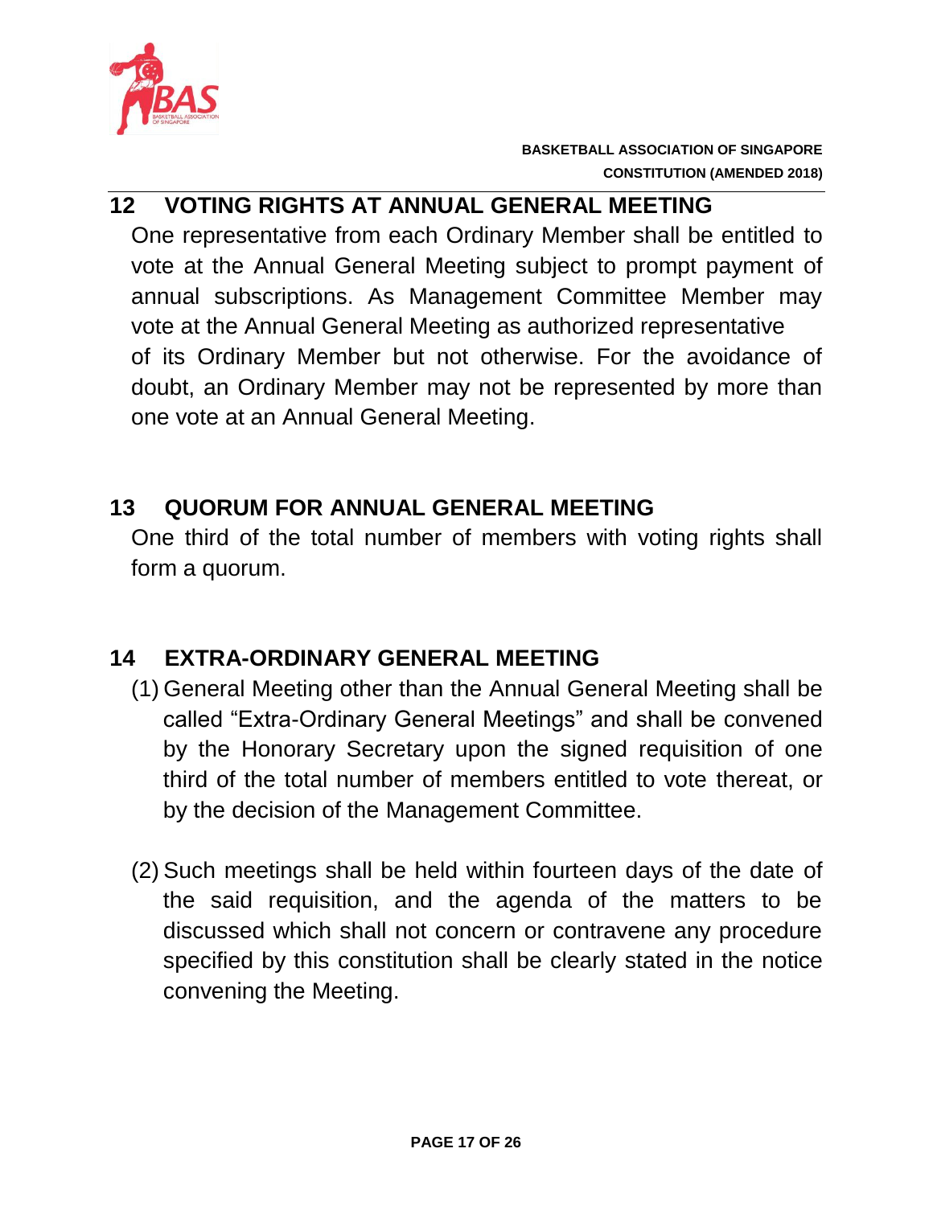## 12 VOTING RIGHTS AT ANNUAL GENERAL MEETING

One representative from each Ordinary Member shall be entitled to vote at the Annual General Meeting subject to prompt payment of annual subscriptions. As Management Committee Member may vote at the Annual General Meeting as authorized representative of its Ordinary Member but not otherwise. For the avoidance of doubt, an Ordinary Member may not be represented by more than one vote at an Annual General Meeting.

## 13 QUORUM FOR ANNUAL GENERAL MEETING

One third of the total number of members with voting rights shall form a quorum.

## 14 EXTRA-ORDINARY GENERAL MEETING

(1) General Meeting other than the Annual General Meeting shall be called "Extra-Ordinary General Meetings" and shall be convened by the Honorary Secretary upon the signed requisition of one third of the total number of members entitled to vote thereat, or by the decision of the Management Committee.

(2) Such meetings shall be held within fourteen days of the date of the said requisition, and the agenda of the matters to be discussed which shall not concern or contravene any procedure specified by this constitution shall be clearly stated in the notice convening the Meeting.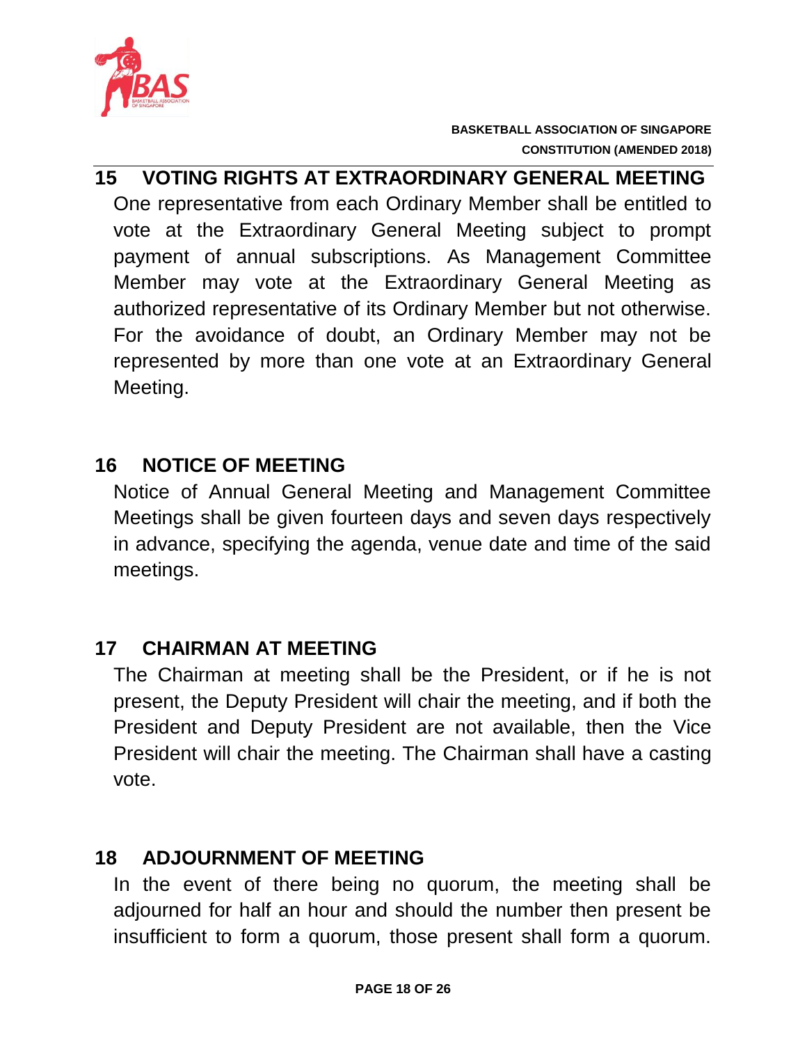## 15 VOTING RIGHTS AT EXTRAORDINARY GENERAL MEETING

One representative from each Ordinary Member shall be entitled to vote at the Extraordinary General Meeting subject to prompt payment of annual subscriptions. As Management Committee Member may vote at the Extraordinary General Meeting as authorized representative of its Ordinary Member but not otherwise. For the avoidance of doubt, an Ordinary Member may not be represented by more than one vote at an Extraordinary General Meeting.

## 16 NOTICE OF MEETING

Notice of Annual General Meeting and Management Committee Meetings shall be given fourteen days and seven days respectively in advance, specifying the agenda, venue date and time of the said meetings.

## 17 CHAIRMAN AT MEETING

The Chairman at meeting shall be the President, or if he is not present, the Deputy President will chair the meeting, and if both the President and Deputy President are not available, then the Vice President will chair the meeting. The Chairman shall have a casting vote.

## 18 ADJOURNMENT OF MEETING

In the event of there being no quorum, the meeting shall be adjourned for half an hour and should the number then present be insufficient to form a quorum, those present shall form a quorum.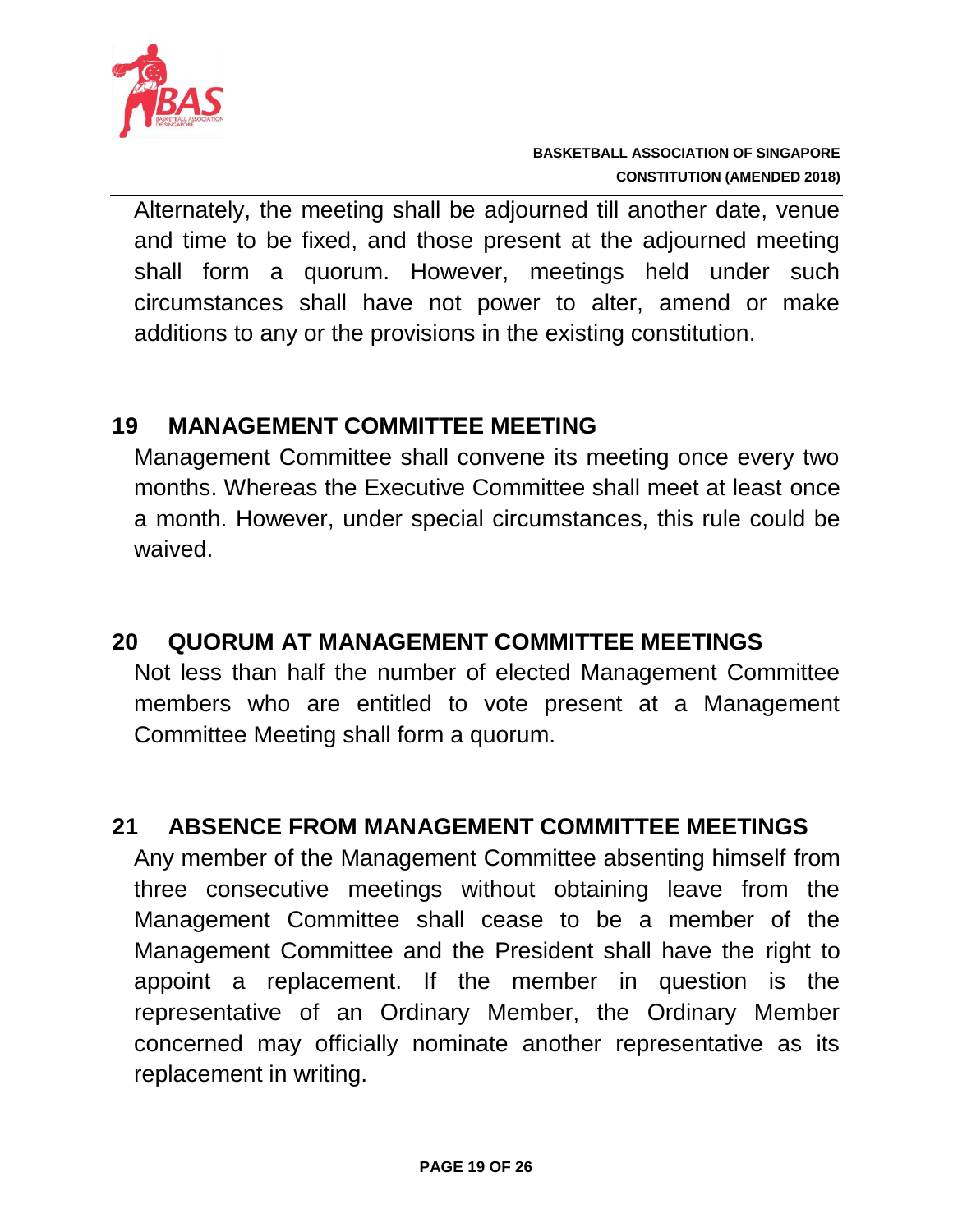Alternately, the meeting shall be adjourned till another date, venue and time to be fixed, and those present at the adjourned meeting shall form a quorum. However, meetings held under such circumstances shall have not power to alter, amend or make additions to any or the provisions in the existing constitution.

## 19 MANAGEMENT COMMITTEE MEETING

Management Committee shall convene its meeting once every two months. Whereas the Executive Committee shall meet at least once a month. However, under special circumstances, this rule could be waived.

## 20 QUORUM AT MANAGEMENT COMMITTEE MEETINGS

Not less than half the number of elected Management Committee members who are entitled to vote present at a Management Committee Meeting shall form a quorum.

## 21 ABSENCE FROM MANAGEMENT COMMITTEE MEETINGS

Any member of the Management Committee absenting himself from three consecutive meetings without obtaining leave from the Management Committee shall cease to be a member of the Management Committee and the President shall have the right to appoint a replacement. If the member in question is the representative of an Ordinary Member, the Ordinary Member concerned may officially nominate another representative as its replacement in writing.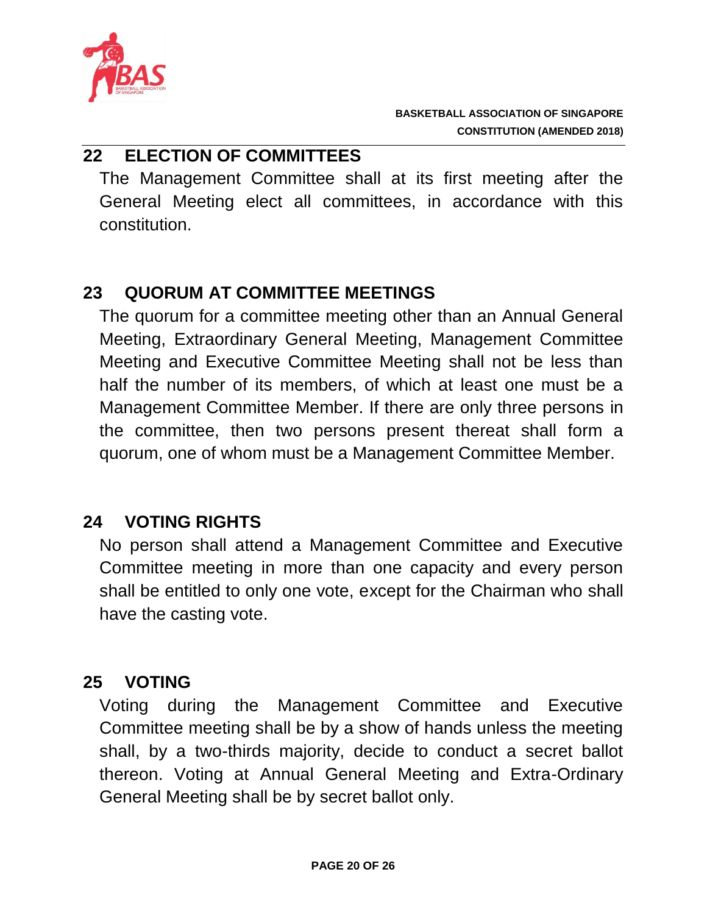## 22 ELECTION OF COMMITTEES

The Management Committee shall at its first meeting after the General Meeting elect all committees, in accordance with this constitution.

## 23 QUORUM AT COMMITTEE MEETINGS

The quorum for a committee meeting other than an Annual General Meeting, Extraordinary General Meeting, Management Committee Meeting and Executive Committee Meeting shall not be less than half the number of its members, of which at least one must be a Management Committee Member. If there are only three persons in the committee, then two persons present thereat shall form a quorum, one of whom must be a Management Committee Member.

## 24 VOTING RIGHTS

No person shall attend a Management Committee and Executive Committee meeting in more than one capacity and every person shall be entitled to only one vote, except for the Chairman who shall have the casting vote.

## 25 VOTING

Voting during the Management Committee and Executive Committee meeting shall be by a show of hands unless the meeting shall, by a two-thirds majority, decide to conduct a secret ballot thereon. Voting at Annual General Meeting and Extra-Ordinary General Meeting shall be by secret ballot only.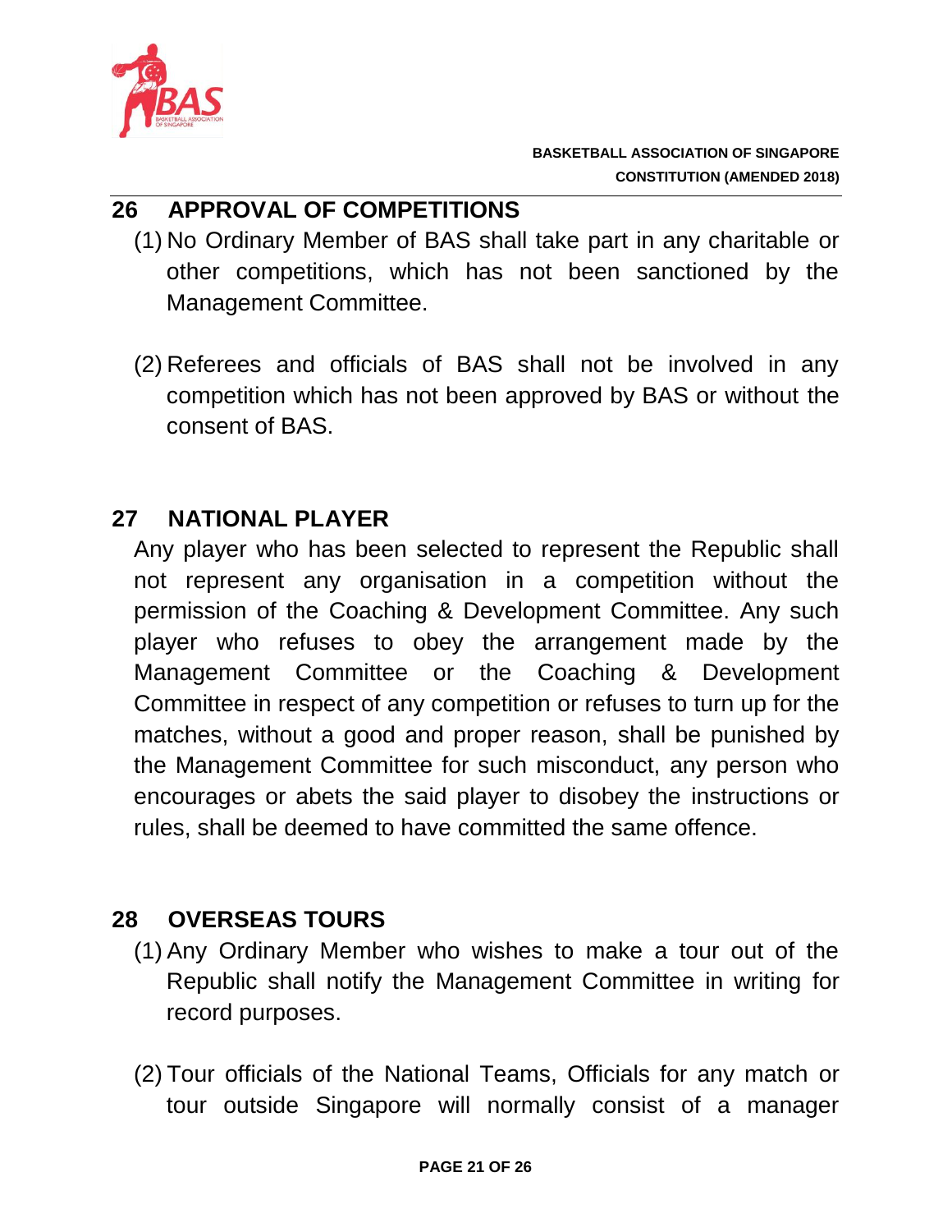## 26 APPROVAL OF COMPETITIONS

(1) No Ordinary Member of BAS shall take part in any charitable or other competitions, which has not been sanctioned by the Management Committee.

(2) Referees and officials of BAS shall not be involved in any competition which has not been approved by BAS or without the consent of BAS.

## 27 NATIONAL PLAYER

Any player who has been selected to represent the Republic shall not represent any organisation in a competition without the permission of the Coaching & Development Committee. Any such player who refuses to obey the arrangement made by the Management Committee or the Coaching & Development Committee in respect of any competition or refuses to turn up for the matches, without a good and proper reason, shall be punished by the Management Committee for such misconduct, any person who encourages or abets the said player to disobey the instructions or rules, shall be deemed to have committed the same offence.

## 28 OVERSEAS TOURS

(1) Any Ordinary Member who wishes to make a tour out of the Republic shall notify the Management Committee in writing for record purposes.

(2) Tour officials of the National Teams, Officials for any match or tour outside Singapore will normally consist of a manager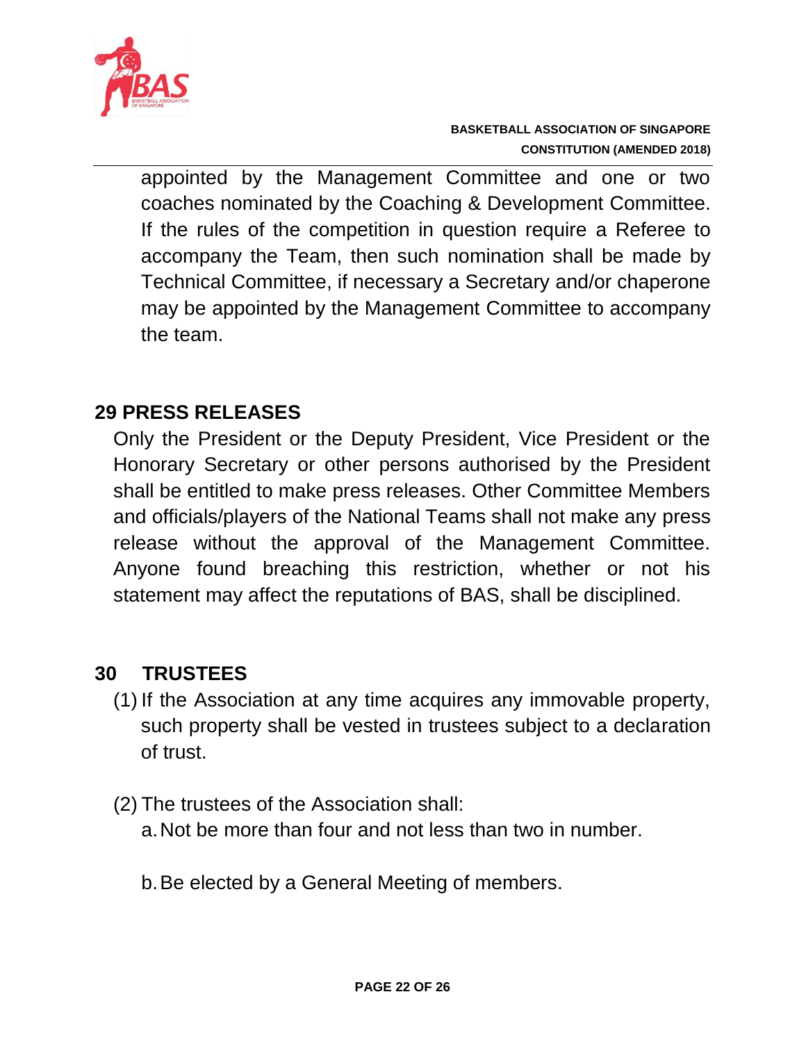appointed by the Management Committee and one or two coaches nominated by the Coaching & Development Committee. If the rules of the competition in question require a Referee to accompany the Team, then such nomination shall be made by Technical Committee, if necessary a Secretary and/or chaperone may be appointed by the Management Committee to accompany the team.

## 29 PRESS RELEASES

Only the President or the Deputy President, Vice President or the Honorary Secretary or other persons authorised by the President shall be entitled to make press releases. Other Committee Members and officials/players of the National Teams shall not make any press release without the approval of the Management Committee. Anyone found breaching this restriction, whether or not his statement may affect the reputations of BAS, shall be disciplined.

## 30 TRUSTEES

(1) If the Association at any time acquires any immovable property, such property shall be vested in trustees subject to a declaration of trust.

(2) The trustees of the Association shall:

a. Not be more than four and not less than two in number.

b. Be elected by a General Meeting of members.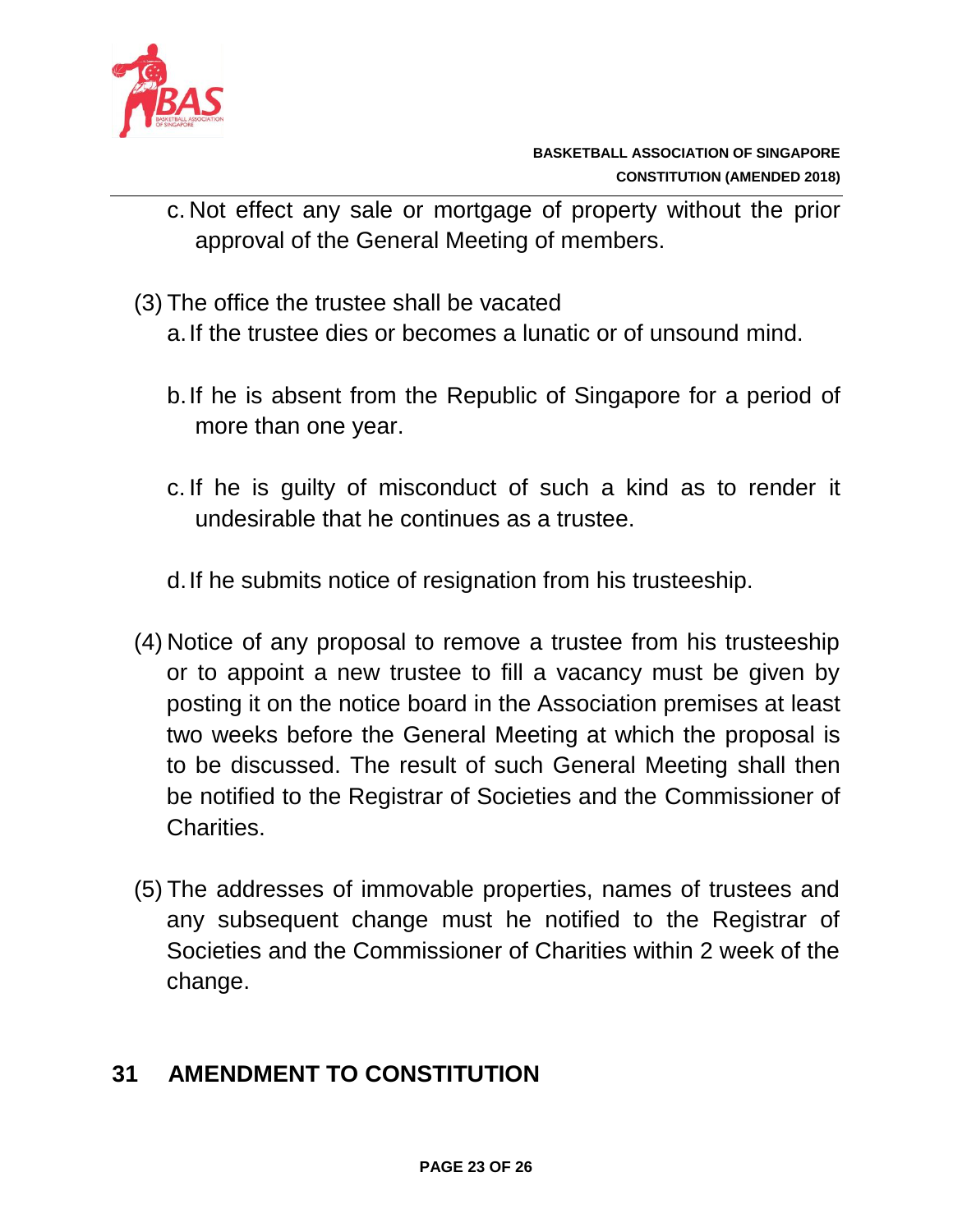c. Not effect any sale or mortgage of property without the prior approval of the General Meeting of members.

(3) The office the trustee shall be vacated

a. If the trustee dies or becomes a lunatic or of unsound mind.

b. If he is absent from the Republic of Singapore for a period of more than one year.

c. If he is guilty of misconduct of such a kind as to render it undesirable that he continues as a trustee.

d. If he submits notice of resignation from his trusteeship.

(4) Notice of any proposal to remove a trustee from his trusteeship or to appoint a new trustee to fill a vacancy must be given by posting it on the notice board in the Association premises at least two weeks before the General Meeting at which the proposal is to be discussed. The result of such General Meeting shall then be notified to the Registrar of Societies and the Commissioner of Charities.

(5) The addresses of immovable properties, names of trustees and any subsequent change must he notified to the Registrar of Societies and the Commissioner of Charities within 2 week of the change.

## 31 AMENDMENT TO CONSTITUTION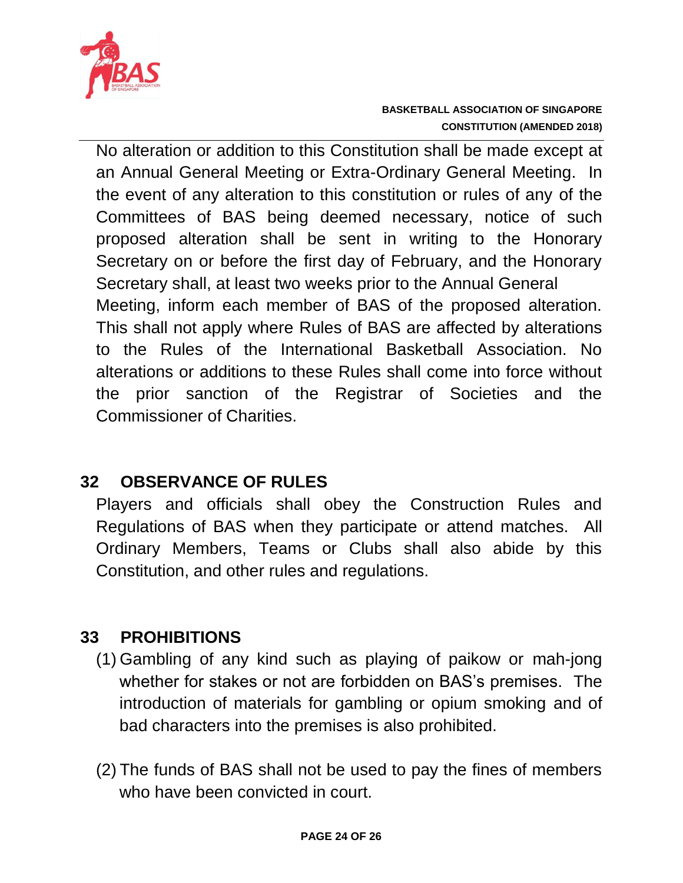No alteration or addition to this Constitution shall be made except at an Annual General Meeting or Extra-Ordinary General Meeting. In the event of any alteration to this constitution or rules of any of the Committees of BAS being deemed necessary, notice of such proposed alteration shall be sent in writing to the Honorary Secretary on or before the first day of February, and the Honorary Secretary shall, at least two weeks prior to the Annual General Meeting, inform each member of BAS of the proposed alteration. This shall not apply where Rules of BAS are affected by alterations to the Rules of the International Basketball Association. No alterations or additions to these Rules shall come into force without the prior sanction of the Registrar of Societies and the Commissioner of Charities.

## 32 OBSERVANCE OF RULES

Players and officials shall obey the Construction Rules and Regulations of BAS when they participate or attend matches. All Ordinary Members, Teams or Clubs shall also abide by this Constitution, and other rules and regulations.

## 33 PROHIBITIONS

(1) Gambling of any kind such as playing of paikow or mah-jong whether for stakes or not are forbidden on BAS's premises. The introduction of materials for gambling or opium smoking and of bad characters into the premises is also prohibited.

(2) The funds of BAS shall not be used to pay the fines of members who have been convicted in court.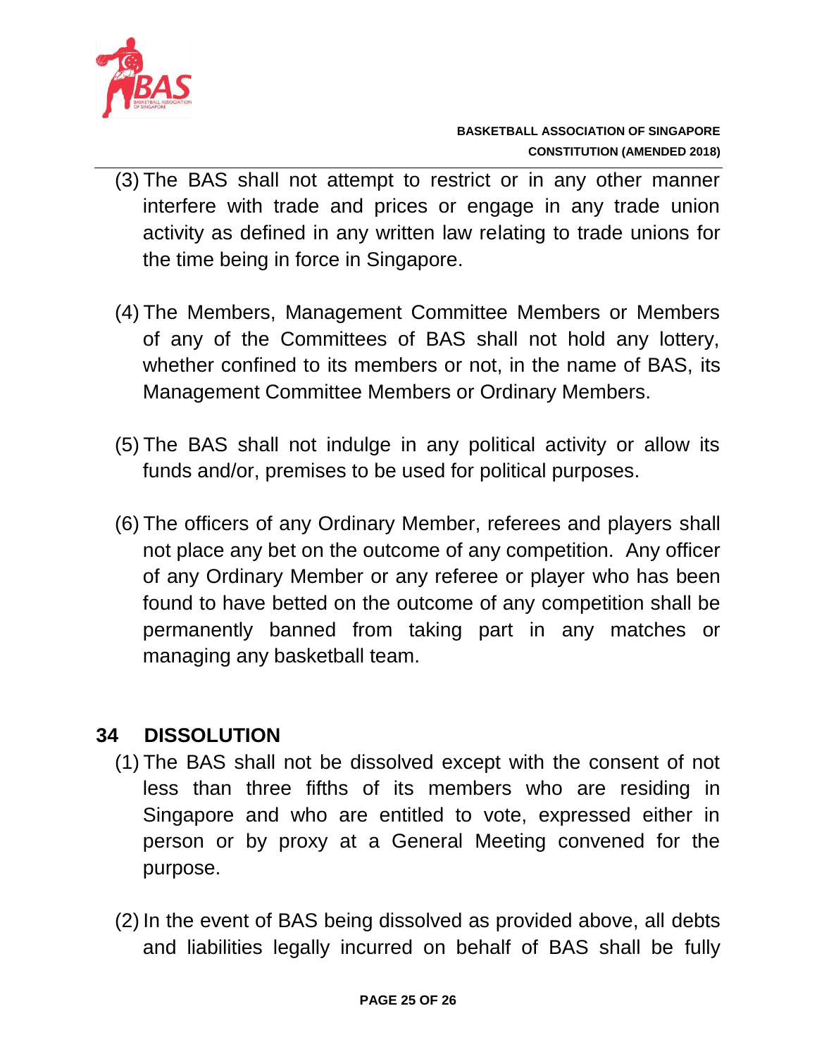(3) The BAS shall not attempt to restrict or in any other manner interfere with trade and prices or engage in any trade union activity as defined in any written law relating to trade unions for the time being in force in Singapore.

(4) The Members, Management Committee Members or Members of any of the Committees of BAS shall not hold any lottery, whether confined to its members or not, in the name of BAS, its Management Committee Members or Ordinary Members.

(5) The BAS shall not indulge in any political activity or allow its funds and/or, premises to be used for political purposes.

(6) The officers of any Ordinary Member, referees and players shall not place any bet on the outcome of any competition. Any officer of any Ordinary Member or any referee or player who has been found to have betted on the outcome of any competition shall be permanently banned from taking part in any matches or managing any basketball team.

## 34 DISSOLUTION

(1) The BAS shall not be dissolved except with the consent of not less than three fifths of its members who are residing in Singapore and who are entitled to vote, expressed either in person or by proxy at a General Meeting convened for the purpose.

(2) In the event of BAS being dissolved as provided above, all debts and liabilities legally incurred on behalf of BAS shall be fully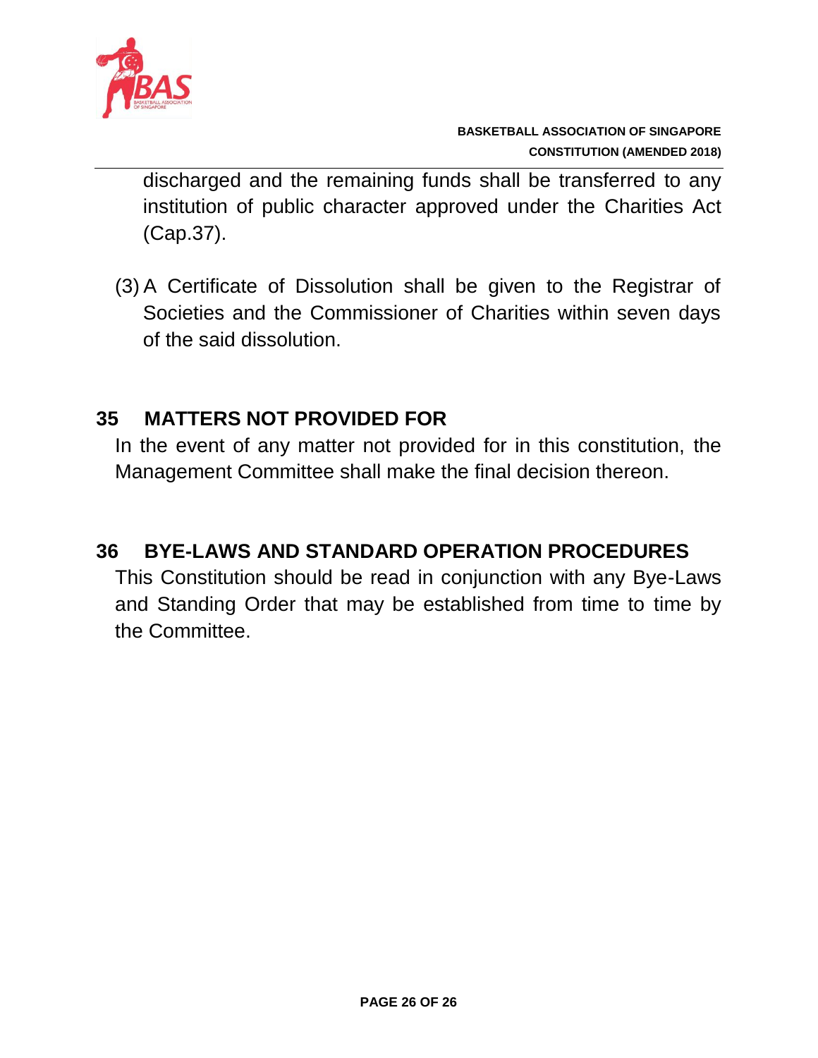discharged and the remaining funds shall be transferred to any institution of public character approved under the Charities Act (Cap.37).

(3) A Certificate of Dissolution shall be given to the Registrar of Societies and the Commissioner of Charities within seven days of the said dissolution.

## 35 MATTERS NOT PROVIDED FOR

In the event of any matter not provided for in this constitution, the Management Committee shall make the final decision thereon.

## 36 BYE-LAWS AND STANDARD OPERATION PROCEDURES

This Constitution should be read in conjunction with any Bye-Laws and Standing Order that may be established from time to time by the Committee.